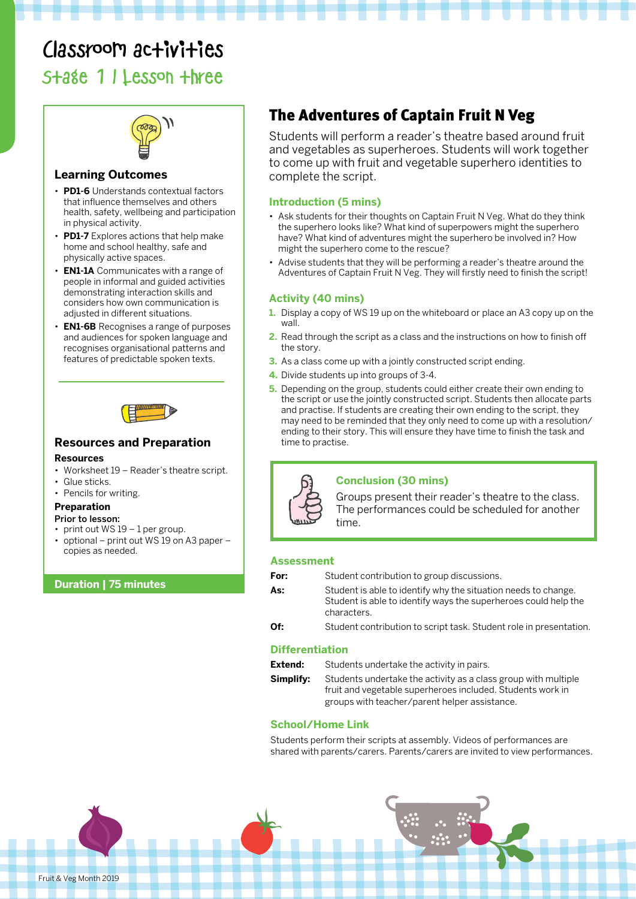# Classroom activities

## Stage 1 | Lesson three

### Learning Outcomes

- **PD1-6** Understands contextual factors that influence themselves and others health, safety, wellbeing and participation in physical activity.
- **PD1-7** Explores actions that help make home and school healthy, safe and physically active spaces.
- **EN1-1A** Communicates with a range of people in informal and guided activities demonstrating interaction skills and considers how own communication is adjusted in different situations.
- **EN1-6B** Recognises a range of purposes and audiences for spoken language and recognises organisational patterns and features of predictable spoken texts.

### Resources and Preparation

**Resources**

- Worksheet 19 – Reader's theatre script.
- Glue sticks.
- Pencils for writing.

**Preparation**

**Prior to lesson:**

- print out WS 19 – 1 per group.
- optional – print out WS 19 on A3 paper – copies as needed.

**Duration | 75 minutes**

## The Adventures of Captain Fruit N Veg

Students will perform a reader's theatre based around fruit and vegetables as superheroes. Students will work together to come up with fruit and vegetable superhero identities to complete the script.

### Introduction (5 mins)

- Ask students for their thoughts on Captain Fruit N Veg. What do they think the superhero looks like? What kind of superpowers might the superhero have? What kind of adventures might the superhero be involved in? How might the superhero come to the rescue?
- Advise students that they will be performing a reader's theatre around the Adventures of Captain Fruit N Veg. They will firstly need to finish the script!

### Activity (40 mins)

1. Display a copy of WS 19 up on the whiteboard or place an A3 copy up on the wall.
2. Read through the script as a class and the instructions on how to finish off the story.
3. As a class come up with a jointly constructed script ending.
4. Divide students up into groups of 3-4.
5. Depending on the group, students could either create their own ending to the script or use the jointly constructed script. Students then allocate parts and practise. If students are creating their own ending to the script, they may need to be reminded that they only need to come up with a resolution/ending to their story. This will ensure they have time to finish the task and time to practise.

### Conclusion (30 mins)

Groups present their reader's theatre to the class. The performances could be scheduled for another time.

### Assessment

**For:** Student contribution to group discussions.

**As:** Student is able to identify why the situation needs to change. Student is able to identify ways the superheroes could help the characters.

**Of:** Student contribution to script task. Student role in presentation.

### Differentiation

**Extend:** Students undertake the activity in pairs.

**Simplify:** Students undertake the activity as a class group with multiple fruit and vegetable superheroes included. Students work in groups with teacher/parent helper assistance.

### School/Home Link

Students perform their scripts at assembly. Videos of performances are shared with parents/carers. Parents/carers are invited to view performances.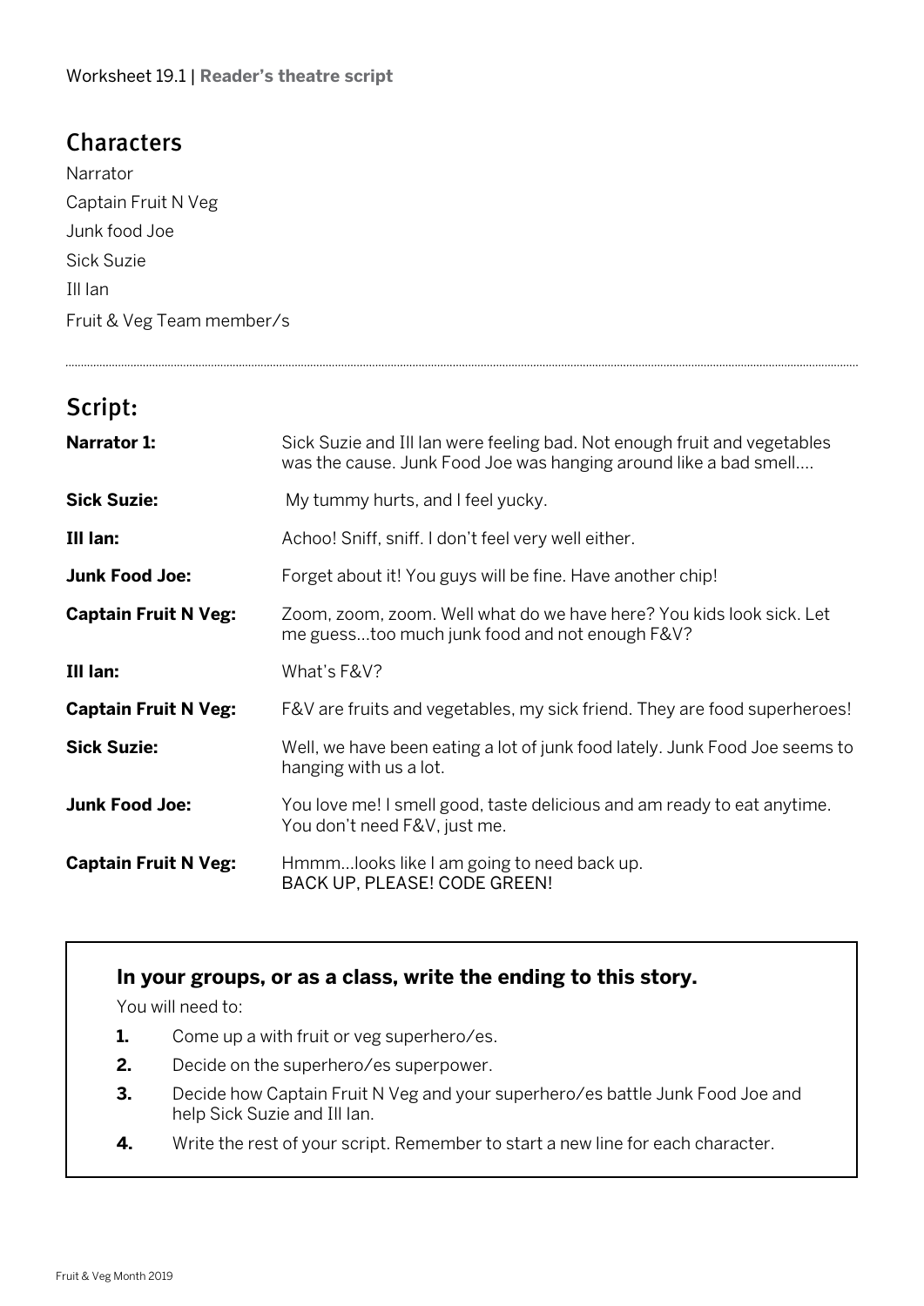Worksheet 19.1 | **Reader's theatre script**

## Characters

Narrator
Captain Fruit N Veg
Junk food Joe
Sick Suzie
Ill Ian
Fruit & Veg Team member/s

---

## Script:

**Narrator 1:** Sick Suzie and Ill Ian were feeling bad. Not enough fruit and vegetables was the cause. Junk Food Joe was hanging around like a bad smell….

**Sick Suzie:** My tummy hurts, and I feel yucky.

**Ill Ian:** Achoo! Sniff, sniff. I don't feel very well either.

**Junk Food Joe:** Forget about it! You guys will be fine. Have another chip!

**Captain Fruit N Veg:** Zoom, zoom, zoom. Well what do we have here? You kids look sick. Let me guess…too much junk food and not enough F&V?

**Ill Ian:** What's F&V?

**Captain Fruit N Veg:** F&V are fruits and vegetables, my sick friend. They are food superheroes!

**Sick Suzie:** Well, we have been eating a lot of junk food lately. Junk Food Joe seems to hanging with us a lot.

**Junk Food Joe:** You love me! I smell good, taste delicious and am ready to eat anytime. You don't need F&V, just me.

**Captain Fruit N Veg:** Hmmm…looks like I am going to need back up.
BACK UP, PLEASE! CODE GREEN!

---

**In your groups, or as a class, write the ending to this story.**

You will need to:

1. Come up a with fruit or veg superhero/es.
2. Decide on the superhero/es superpower.
3. Decide how Captain Fruit N Veg and your superhero/es battle Junk Food Joe and help Sick Suzie and Ill Ian.
4. Write the rest of your script. Remember to start a new line for each character.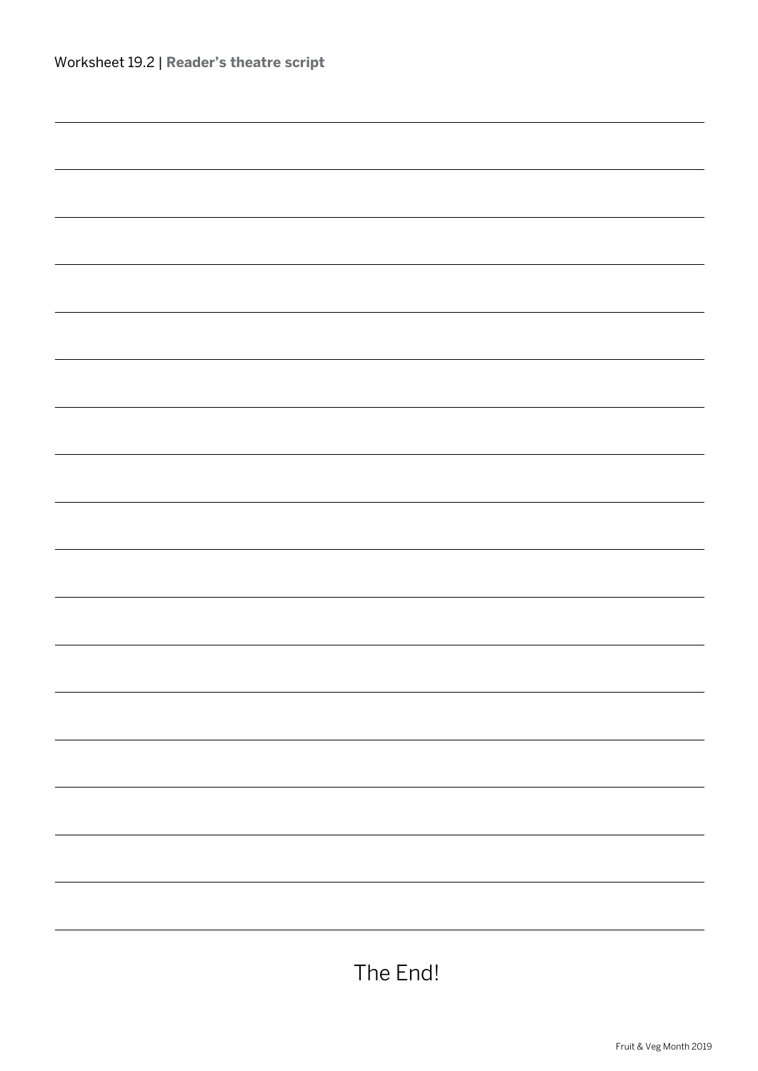Worksheet 19.2 | **Reader's theatre script**

The End!